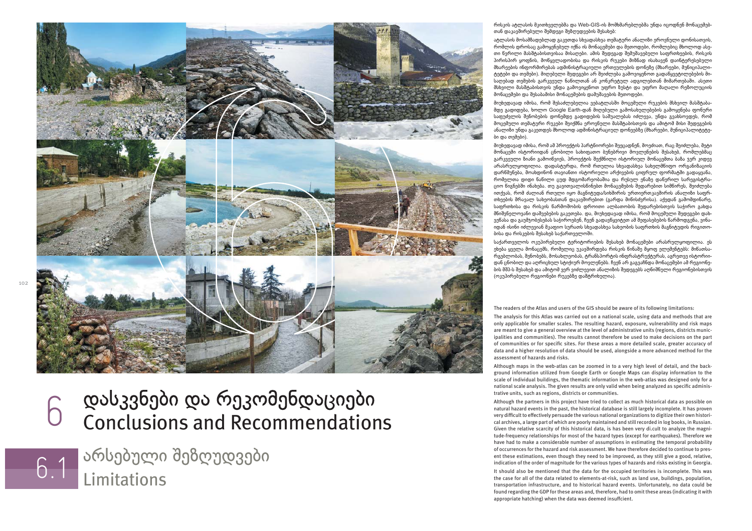# 6 დასკვნები და რეკომენდაციები Conclusions and Recommendations

## 6.1 არსებული შეზღუდვები Limitations

რისკის ატლასის მკითხველებმა და Web-GIS-ის მომხმარებლებმა უნდა იცოდნენ მონაცემებთან დაკავშირებული შემდეგი შეზღუდვების შესახებ:

ატლასის მოსამზადებლად გაკეთდა სხვადასხვა თემატური ანალიზი ეროვნული დონისათვის, რომლის დროსაც გამოყენებულ იქნა ის მონაცემები და მეთოდები, რომლებიც მხოლოდ ასეთი წვრილი მასშტაბისთვისაა მისაღები. ამის შედეგად შემუშავებული საფრთხეების, რისკის ჰორიზონ ყოფნის, მოწყვლადობისა და რისკის რუკები მიზნად ისახავს დაინტერესებული მხარეების ინფორმირებას ადმინისტრაციული ერთეულების დონეზე (მხარეები, მუნიციპალიტეტები და თემები). მიღებული შედეგები არ შეიძლება გამოყენებულ იქნას გადაწყვეტილებების მისაღებად თემების გარკვეულ ნაწილთან ან კონკრეტულ ადგილებთან მიმართებაში. ასეთი მსხვილი მასშტაბისთვის უნდა გამოიყენონ უფრო ზუსტი და უფრო მაღალი რეზოლუციის მონაცემები და შესაბამისი მონაცემების დამუშავების მეთოდები.

მიუხედავად იმისა, რომ შესაძლებელია ვებატლასში მოცემული რუკების მსხვილ მასშტაბამდე გადიდება, ხოლო Google Earth-დან მიღებული გამოსახულებების გამოყენება ფონური საფეხურის შენობების დონემდე გადიდების საშუალებას იძლევა, უნდა გვახსოვდეს, რომ მოცემული თემატური რუკები შეიქმნა ეროვნული მასშტაბისთვის და ამიტომ მისი შედეგების ანალიზი უნდა გაკეთდეს მხოლოდ ადმინისტრაციულ დონეებზე (მხარეები, მუნიციპალიტეტები და თემები).

მიუხედავად იმისა, რომ ამ პროექტის პარტნიორები შეეცადნენ, მოეძიათ, რაც შეიძლება მეტი მონაცემი ისტორიიდან ცნობილი სახიფათო ბუნებრივი მოვლენების შესახებ, რომლებმაც გარკვეული ზიანი გამოიწვიეს, პროექტის შექმნილი ისტორიულ მონაცემთა ბაზა ჯერ კიდევ არასრულყოფილია. დადასტურდა, რომ რთულია სხვადასხვა სახელმწიფო ორგანიზაციის დარწმუნება, მოახდინონ თავიანთი ისტორიული არქივების ციფრულ ფორმატში გადაყვანა, რომელთა დიდი ნაწილი ცუდ მდგომარეობაშია და რუსულ ენაზე დაწერილ სარეგისტრაციო წიგნებში ინახება. თუ გავითვალისწინებთ მონაცემების შედარებით სიმწირეს, შეიძლება ითქვას, რომ ძალიან რთული იყო მაგნიტუდა/სიხშირის ურთიერთკავშირის ანალიზი საფრთხეების მრავალ სახეობასთან დაკავშირებით (გარდა მიწისძვრისა). აქედან გამომდინარე, საფრთხისა და რისკის წარმოშობის დროითი ალბათობის შეფარებისათვის საჭირო გახდა მნიშვნელოვანი დაშვებების გაკეთება. და, მიუხედავად იმისა, რომ მოცემული შედეგები დახვეწასა და გაუმჯობესებას საჭიროებენ, ჩვენ გადავწყვიტეთ ამ შეფასებების წარმოდგენა, ვინაიდან ისინი იძლევიან შკალით სურათს სხვადასხვა სახეობის საფრთხის მაგნიტუდის რიგითობისა და რისკების შესახებ საქართველოში.

საქართველოს ოკუპირებული ტერიტორიების შესახებ მონაცემები არასრულყოფილია. ეს ეხება ყველა მონაცემს, რომელიც უკავშირდება რისკის წინაშე მყოფ ელემენტებს: მიწათსარგებლობას, შენობებს, მოსახლეობას, ტრანსპორტის ინფრასტრუქტურას, ასევე ისტორიიდან ცნობილ და აღრიცხულ სტიქიურ მოვლენებს. ჩვენ არ გაგვაჩნდა მონაცემები ამ რეგიონების მშპ-ს შესახებ და ამიტომ ვერ ვიძლევით ანალიზის შედეგებს აღნიშნული რეგიონებისთვის (ოკუპირებული რეგიონები რუკებზე დაშტრიხულია).

The readers of the Atlas and users of the GIS should be aware of its following limitations:

The analysis for this Atlas was carried out on a national scale, using data and methods that are only applicable for smaller scales. The resulting hazard, exposure, vulnerability and risk maps are meant to give a general overview at the level of administrative units (regions, districts municipalities and communities). The results cannot therefore be used to make decisions on the part of communities or for specific sites. For these areas a more detailed scale, greater accuracy of data and a higher resolution of data should be used, alongside a more advanced method for the assessment of hazards and risks.

Although maps in the web-atlas can be zoomed in to a very high level of detail, and the background information utilized from Google Earth or Google Maps can display information to the scale of individual buildings, the thematic information in the web-atlas was designed only for a national scale analysis. The given results are only valid when being analyzed as specific administrative units, such as regions, districts or communities.

Although the partners in this project have tried to collect as much historical data as possible on natural hazard events in the past, the historical database is still largely incomplete. It has proven very difficult to effectively persuade the various national organizations to digitize their own historical archives, a large part of which are poorly maintained and still recorded in log books, in Russian. Given the relative scarcity of this historical data, is has been very di.cult to analyze the magnitude-frequency relationships for most of the hazard types (except for earthquakes). Therefore we have had to make a considerable number of assumptions in estimating the temporal probability of occurrences for the hazard and risk assessment. We have therefore decided to continue to present these estimations, even though they need to be improved, as they still give a good, relative, indication of the order of magnitude for the various types of hazards and risks existing in Georgia.

It should also be mentioned that the data for the occupied territories is incomplete. This was the case for all of the data related to elements-at-risk, such as land use, buildings, population, transportation infrastructure, and to historical hazard events. Unfortunately, no data could be found regarding the GDP for these areas and, therefore, had to omit these areas (indicating it with appropriate hatching) when the data was deemed insuffcient.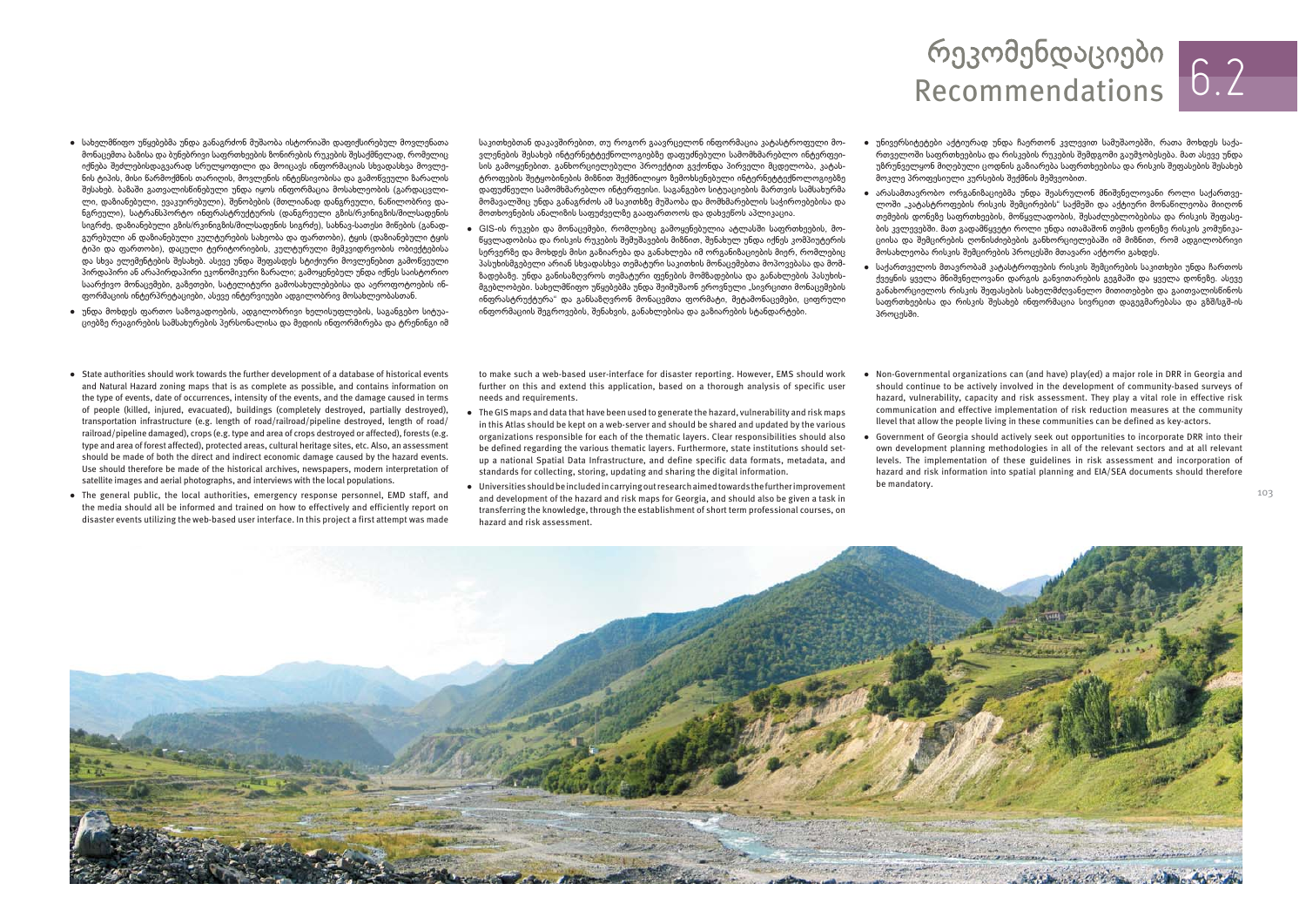# რეკომენდაციები
# Recommendations

## 6.2

- სახელმწიფო უწყებებმა უნდა განაგრძონ მუშაობა ისტორიაში დაფიქსირებულ მოვლენათა მონაცემთა ბაზისა და ბუნებრივი საფრთხეების ზონირების რუკების შესაქმნელად, რომელიც იქნება შეძლებისდაგვარად სრულყოფილი და მოიცავს ინფორმაციას სხვადასხვა მოვლენის ტიპის, მისი წარმოქმნის თარიღის, მოვლენის ინტენსივობისა და გამოწვეული ზარალის შესახებ. ბაზაში გათვალისწინებული უნდა იყოს ინფორმაცია მოსახლეობის (გარდაცვლილი, დაზიანებული, ევაკუირებული), შენობების (მთლიანად დანგრეული, ნაწილობრივ დანგრეული), სატრანსპორტო ინფრასტრუქტურის (დანგრეული გზის/რკინიგზის/მილსადენის სიგრძე, დაზიანებული გზის/რკინიგზის/მილსადენის სიგრძე), სახნავ-სათესი მიწების (განადგურებული ან დაზიანებული კულტურების სახეობა და ფართობი), ტყის (დაზიანებული ტყის ტიპი და ფართობი), დაცული ტერიტორიების, კულტურული მემკვიდრეობის ობიექტებისა და სხვა ელემენტების შესახებ. ასევე უნდა შეფასდეს სტიქიური მოვლენებით გამოწვეული პირდაპირი ან არაპირდაპირი ეკონომიკური ზარალი; გამოყენებულ უნდა იქნეს საისტორიო საარქივო მონაცემები, გაზეთები, სატელიტური გამოსახულებებისა და აეროფოტოების ინფორმაციის ინტერპრეტაციები, ასევე ინტერვიუები ადგილობრივ მოსახლეობასთან.
- უნდა მოხდეს ფართო საზოგადოების, ადგილობრივი ხელისუფლების, საგანგებო სიტუაციებზე რეაგირების სამსახურების პერსონალისა და მედიის ინფორმირება და ტრენინგი იმ საკითხებთან დაკავშირებით, თუ როგორ გაავრცელონ ინფორმაცია კატასტროფული მოვლენების შესახებ ინტერნეტტექნოლოგიებზე დაფუძნებული სამომხმარებლო ინტერფეისის გამოყენებით. განხორციელებული პროექტით გვქონდა პირველი მცდელობა, კატასტროფების შეტყობინების მიზნით შექმნილიყო ზემოხსენებული ინტერნეტტექნოლოგიებზე დაფუძნებული სამომხმარებლო ინტერფეისი. საგანგებო სიტუაციების მართვის სამსახურმა მომავალშიც უნდა განაგრძოს ამ საკითხზე მუშაობა და მომხმარებლის საჭიროებებისა და მოთხოვნების ანალიზის საფუძველზე გააფართოოს და დახვეწოს აპლიკაცია.
- GIS-ის რუკები და მონაცემები, რომლებიც გამოყენებულია ატლასში საფრთხეების, მოწყვლადობისა და რისკის რუკების შემუშავების მიზნით, შენახულ უნდა იქნეს კომპიუტერის სერვერზე და მოხდეს მისი გაზიარება და განახლება იმ ორგანიზაციების მიერ, რომლებიც პასუხისმგებელი არიან სხვადასხვა თემატური საკითხის მონაცემების მოპოვებასა და მომზადებაზე. უნდა განისაზღვროს თემატური ფენების მომზადებისა და განახლების პასუხისმგებლობები. სახელმწიფო უწყებებმა უნდა შეიმუშაონ ეროვნული „სივრცითი მონაცემების ინფრასტრუქტურა" და განსაზღვრონ მონაცემთა ფორმატი, მეტამონაცემები, ციფრული ინფორმაციის შეგროვების, შენახვის, განახლებისა და გაზიარების სტანდარტები.
- უნივერსიტეტები აქტიურად უნდა ჩაერთონ კვლევით სამუშაოებში, რათა მოხდეს საქართველოში საფრთხეებისა და რისკების რუკების შემდგომი გაუმჯობესება. მათ ასევე უნდა უზრუნველყონ მიღებული ცოდნის გაზიარება საფრთხეებისა და რისკის შეფასების შესახებ მოკლე პროფესიული კურსების შექმნის მეშვეობით.
- არასამთავრობო ორგანიზაციებმა უნდა შეასრულონ მნიშვნელოვანი როლი საქართველოში „კატასტროფების რისკის შემცირების" საქმეში და აქტიური მონაწილეობა მიიღონ თემების დონეზე საფრთხეების, მოწყვლადობის, შესაძლებლობებისა და რისკის შეფასების კვლევებში. მათ გადამწყვეტი როლი უნდა ითამაშონ თემის დონეზე რისკის კომუნიკაციისა და შემცირების ღონისძიებების განხორციელებაში იმ მიზნით, რომ ადგილობრივი მოსახლეობა რისკის შემცირების პროცესში მთავარი აქტორი გახდეს.
- საქართველოს მთავრობამ კატასტროფების რისკის შემცირების საკითხები უნდა ჩართოს ქვეყნის ყველა მნიშვნელოვანი დარგის განვითარების გეგმაში და ყველა დონეზე. ასევე განხორციელდეს რისკის შეფასების სახელმძღვანელო მითითებები და გათვალისწინოს საფრთხეებისა და რისკის შესახებ ინფორმაცია სივრცით დაგეგმარებასა და გზშ/სგშ-ის პროცესში.

- State authorities should work towards the further development of a database of historical events and Natural Hazard zoning maps that is as complete as possible, and contains information on the type of events, date of occurrences, intensity of the events, and the damage caused in terms of people (killed, injured, evacuated), buildings (completely destroyed, partially destroyed), transportation infrastructure (e.g. length of road/railroad/pipeline destroyed, length of road/railroad/pipeline damaged), crops (e.g. type and area of crops destroyed or affected), forests (e.g. type and area of forest affected), protected areas, cultural heritage sites, etc. Also, an assessment should be made of both the direct and indirect economic damage caused by the hazard events. Use should therefore be made of the historical archives, newspapers, modern interpretation of satellite images and aerial photographs, and interviews with the local populations.
- The general public, the local authorities, emergency response personnel, EMD staff, and the media should all be informed and trained on how to effectively and efficiently report on disaster events utilizing the web-based user interface. In this project a first attempt was made to make such a web-based user-interface for disaster reporting. However, EMS should work further on this and extend this application, based on a thorough analysis of specific user needs and requirements.
- The GIS maps and data that have been used to generate the hazard, vulnerability and risk maps in this Atlas should be kept on a web-server and should be shared and updated by the various organizations responsible for each of the thematic layers. Clear responsibilities should also be defined regarding the various thematic layers. Furthermore, state institutions should set-up a national Spatial Data Infrastructure, and define specific data formats, metadata, and standards for collecting, storing, updating and sharing the digital information.
- Universities should be included in carrying out research aimed towards the further improvement and development of the hazard and risk maps for Georgia, and should also be given a task in transferring the knowledge, through the establishment of short term professional courses, on hazard and risk assessment.
- Non-Governmental organizations can (and have) play(ed) a major role in DRR in Georgia and should continue to be actively involved in the development of community-based surveys of hazard, vulnerability, capacity and risk assessment. They play a vital role in effective risk communication and effective implementation of risk reduction measures at the community llevel that allow the people living in these communities can be defined as key-actors.
- Government of Georgia should actively seek out opportunities to incorporate DRR into their own development planning methodologies in all of the relevant sectors and at all relevant levels. The implementation of these guidelines in risk assessment and incorporation of hazard and risk information into spatial planning and EIA/SEA documents should therefore be mandatory.